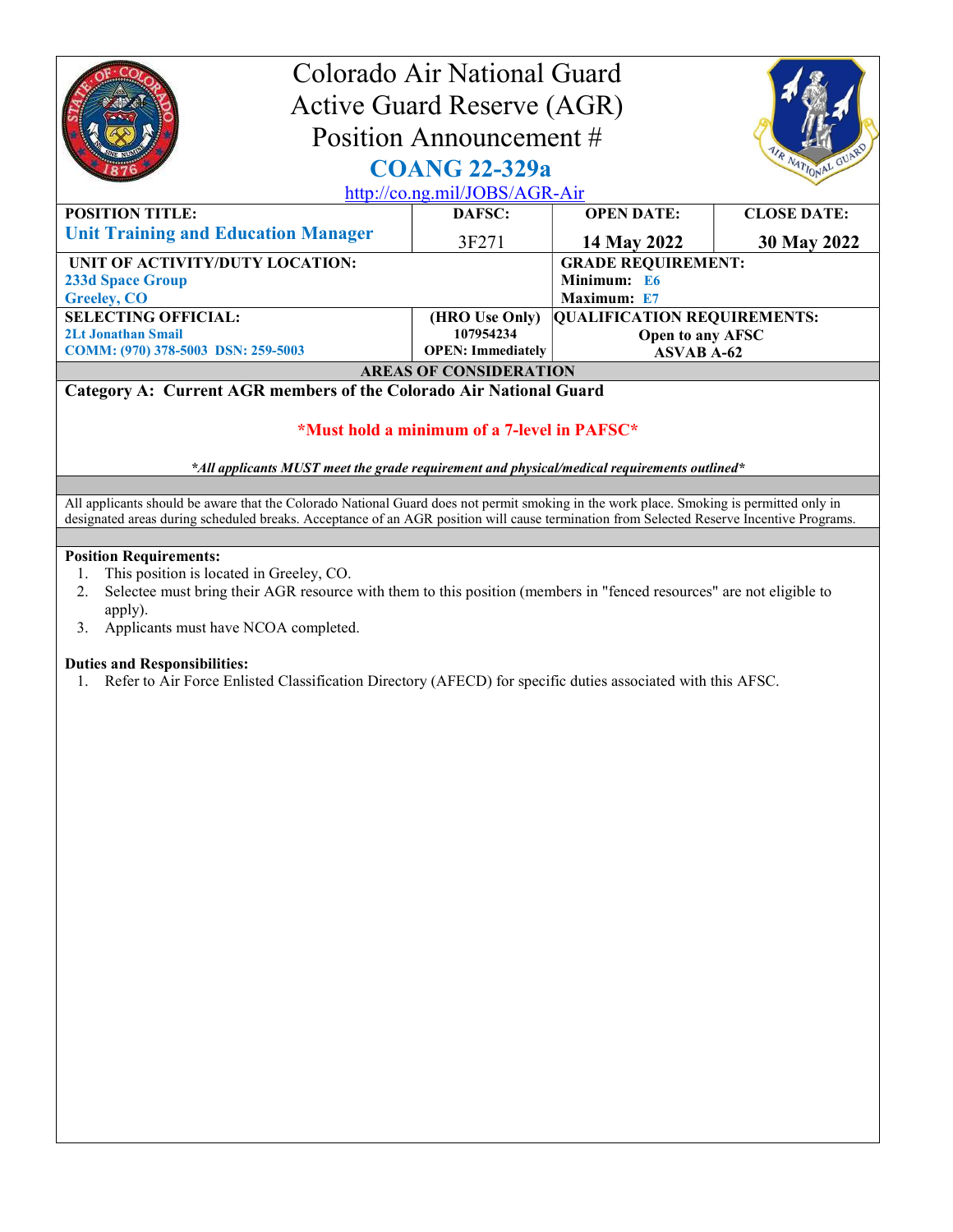# Colorado Air National Guard
# Active Guard Reserve (AGR)
# Position Announcement #
# COANG 22-329a

http://co.ng.mil/JOBS/AGR-Air

| POSITION TITLE: | DAFSC: | OPEN DATE: | CLOSE DATE: |
|---|---|---|---|
| **Unit Training and Education Manager** | 3F271 | **14 May 2022** | **30 May 2022** |

| UNIT OF ACTIVITY/DUTY LOCATION: | GRADE REQUIREMENT: |
|---|---|
| **233d Space Group**<br>**Greeley, CO** | **Minimum: E6**<br>**Maximum: E7** |

| SELECTING OFFICIAL: | (HRO Use Only) | QUALIFICATION REQUIREMENTS: |
|---|---|---|
| **2Lt Jonathan Smail**<br>**COMM: (970) 378-5003 DSN: 259-5003** | **107954234**<br>**OPEN: Immediately** | **Open to any AFSC**<br>**ASVAB A-62** |

**AREAS OF CONSIDERATION**

**Category A: Current AGR members of the Colorado Air National Guard**

***Must hold a minimum of a 7-level in PAFSC***

***All applicants MUST meet the grade requirement and physical/medical requirements outlined***

All applicants should be aware that the Colorado National Guard does not permit smoking in the work place. Smoking is permitted only in designated areas during scheduled breaks. Acceptance of an AGR position will cause termination from Selected Reserve Incentive Programs.

**Position Requirements:**

1. This position is located in Greeley, CO.
2. Selectee must bring their AGR resource with them to this position (members in "fenced resources" are not eligible to apply).
3. Applicants must have NCOA completed.

**Duties and Responsibilities:**

1. Refer to Air Force Enlisted Classification Directory (AFECD) for specific duties associated with this AFSC.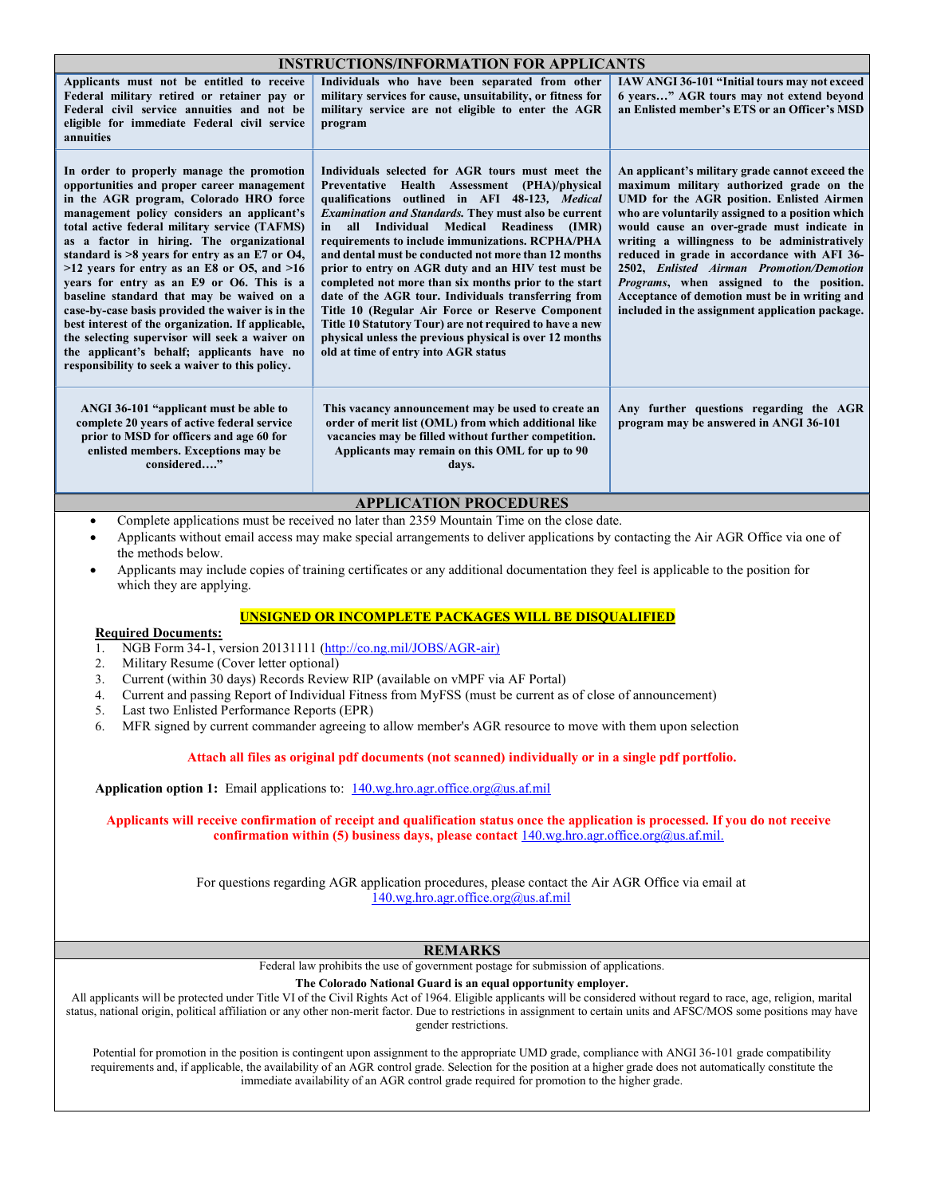## INSTRUCTIONS/INFORMATION FOR APPLICANTS

| | | |
|---|---|---|
| **Applicants must not be entitled to receive Federal military retired or retainer pay or Federal civil service annuities and not be eligible for immediate Federal civil service annuities** | **Individuals who have been separated from other military services for cause, unsuitability, or fitness for military service are not eligible to enter the AGR program** | **IAW ANGI 36-101 "Initial tours may not exceed 6 years…" AGR tours may not extend beyond an Enlisted member's ETS or an Officer's MSD** |
| **In order to properly manage the promotion opportunities and proper career management in the AGR program, Colorado HRO force management policy considers an applicant's total active federal military service (TAFMS) as a factor in hiring. The organizational standard is >8 years for entry as an E7 or O4, >12 years for entry as an E8 or O5, and >16 years for entry as an E9 or O6. This is a baseline standard that may be waived on a case-by-case basis provided the waiver is in the best interest of the organization. If applicable, the selecting supervisor will seek a waiver on the applicant's behalf; applicants have no responsibility to seek a waiver to this policy.** | **Individuals selected for AGR tours must meet the Preventative Health Assessment (PHA)/physical qualifications outlined in AFI 48-123, *Medical Examination and Standards.* They must also be current in all Individual Medical Readiness (IMR) requirements to include immunizations. RCPHA/PHA and dental must be conducted not more than 12 months prior to entry on AGR duty and an HIV test must be completed not more than six months prior to the start date of the AGR tour. Individuals transferring from Title 10 (Regular Air Force or Reserve Component Title 10 Statutory Tour) are not required to have a new physical unless the previous physical is over 12 months old at time of entry into AGR status** | **An applicant's military grade cannot exceed the maximum military authorized grade on the UMD for the AGR position. Enlisted Airmen who are voluntarily assigned to a position which would cause an over-grade must indicate in writing a willingness to be administratively reduced in grade in accordance with AFI 36-2502, *Enlisted Airman Promotion/Demotion Programs*, when assigned to the position. Acceptance of demotion must be in writing and included in the assignment application package.** |
| **ANGI 36-101 "applicant must be able to complete 20 years of active federal service prior to MSD for officers and age 60 for enlisted members. Exceptions may be considered…."** | **This vacancy announcement may be used to create an order of merit list (OML) from which additional like vacancies may be filled without further competition. Applicants may remain on this OML for up to 90 days.** | **Any further questions regarding the AGR program may be answered in ANGI 36-101** |

## APPLICATION PROCEDURES

- Complete applications must be received no later than 2359 Mountain Time on the close date.
- Applicants without email access may make special arrangements to deliver applications by contacting the Air AGR Office via one of the methods below.
- Applicants may include copies of training certificates or any additional documentation they feel is applicable to the position for which they are applying.

**UNSIGNED OR INCOMPLETE PACKAGES WILL BE DISQUALIFIED**

**Required Documents:**

1. NGB Form 34-1, version 20131111 (http://co.ng.mil/JOBS/AGR-air)
2. Military Resume (Cover letter optional)
3. Current (within 30 days) Records Review RIP (available on vMPF via AF Portal)
4. Current and passing Report of Individual Fitness from MyFSS (must be current as of close of announcement)
5. Last two Enlisted Performance Reports (EPR)
6. MFR signed by current commander agreeing to allow member's AGR resource to move with them upon selection

**Attach all files as original pdf documents (not scanned) individually or in a single pdf portfolio.**

**Application option 1:** Email applications to: 140.wg.hro.agr.office.org@us.af.mil

**Applicants will receive confirmation of receipt and qualification status once the application is processed. If you do not receive confirmation within (5) business days, please contact** 140.wg.hro.agr.office.org@us.af.mil.

For questions regarding AGR application procedures, please contact the Air AGR Office via email at 140.wg.hro.agr.office.org@us.af.mil

## REMARKS

Federal law prohibits the use of government postage for submission of applications.

**The Colorado National Guard is an equal opportunity employer.**

All applicants will be protected under Title VI of the Civil Rights Act of 1964. Eligible applicants will be considered without regard to race, age, religion, marital status, national origin, political affiliation or any other non-merit factor. Due to restrictions in assignment to certain units and AFSC/MOS some positions may have gender restrictions.

Potential for promotion in the position is contingent upon assignment to the appropriate UMD grade, compliance with ANGI 36-101 grade compatibility requirements and, if applicable, the availability of an AGR control grade. Selection for the position at a higher grade does not automatically constitute the immediate availability of an AGR control grade required for promotion to the higher grade.